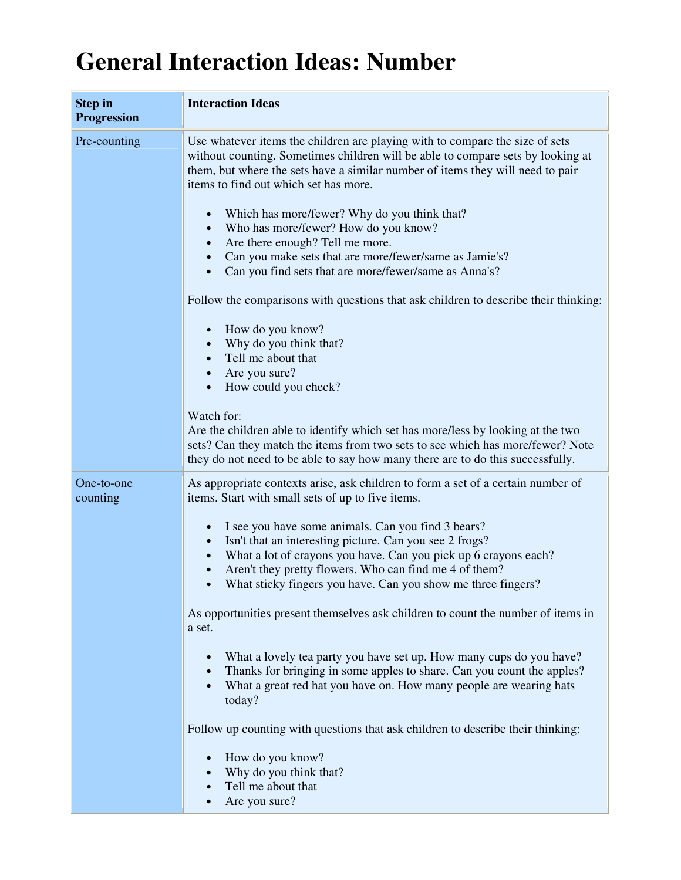# General Interaction Ideas: Number

| Step in Progression | Interaction Ideas |
| --- | --- |
| Pre-counting | Use whatever items the children are playing with to compare the size of sets without counting. Sometimes children will be able to compare sets by looking at them, but where the sets have a similar number of items they will need to pair items to find out which set has more.<br><br>• Which has more/fewer? Why do you think that?<br>• Who has more/fewer? How do you know?<br>• Are there enough? Tell me more.<br>• Can you make sets that are more/fewer/same as Jamie's?<br>• Can you find sets that are more/fewer/same as Anna's?<br><br>Follow the comparisons with questions that ask children to describe their thinking:<br><br>• How do you know?<br>• Why do you think that?<br>• Tell me about that<br>• Are you sure?<br>• How could you check?<br><br>Watch for:<br>Are the children able to identify which set has more/less by looking at the two sets? Can they match the items from two sets to see which has more/fewer? Note they do not need to be able to say how many there are to do this successfully. |
| One-to-one counting | As appropriate contexts arise, ask children to form a set of a certain number of items. Start with small sets of up to five items.<br><br>• I see you have some animals. Can you find 3 bears?<br>• Isn't that an interesting picture. Can you see 2 frogs?<br>• What a lot of crayons you have. Can you pick up 6 crayons each?<br>• Aren't they pretty flowers. Who can find me 4 of them?<br>• What sticky fingers you have. Can you show me three fingers?<br><br>As opportunities present themselves ask children to count the number of items in a set.<br><br>• What a lovely tea party you have set up. How many cups do you have?<br>• Thanks for bringing in some apples to share. Can you count the apples?<br>• What a great red hat you have on. How many people are wearing hats today?<br><br>Follow up counting with questions that ask children to describe their thinking:<br><br>• How do you know?<br>• Why do you think that?<br>• Tell me about that<br>• Are you sure? |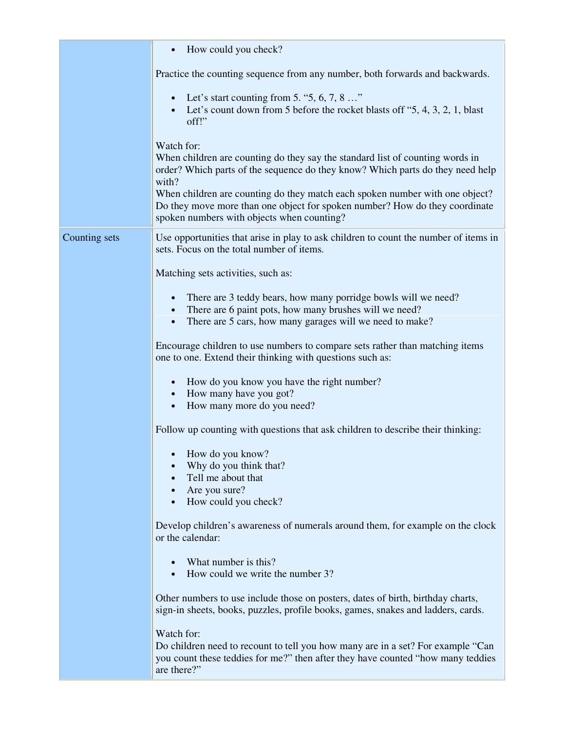| | |
|---|---|
| | • How could you check?<br><br>Practice the counting sequence from any number, both forwards and backwards.<br><br>• Let's start counting from 5. "5, 6, 7, 8 …"<br>• Let's count down from 5 before the rocket blasts off "5, 4, 3, 2, 1, blast off!"<br><br>Watch for:<br>When children are counting do they say the standard list of counting words in order? Which parts of the sequence do they know? Which parts do they need help with?<br>When children are counting do they match each spoken number with one object? Do they move more than one object for spoken number? How do they coordinate spoken numbers with objects when counting? |
| Counting sets | Use opportunities that arise in play to ask children to count the number of items in sets. Focus on the total number of items.<br><br>Matching sets activities, such as:<br><br>• There are 3 teddy bears, how many porridge bowls will we need?<br>• There are 6 paint pots, how many brushes will we need?<br>• There are 5 cars, how many garages will we need to make?<br><br>Encourage children to use numbers to compare sets rather than matching items one to one. Extend their thinking with questions such as:<br><br>• How do you know you have the right number?<br>• How many have you got?<br>• How many more do you need?<br><br>Follow up counting with questions that ask children to describe their thinking:<br><br>• How do you know?<br>• Why do you think that?<br>• Tell me about that<br>• Are you sure?<br>• How could you check?<br><br>Develop children's awareness of numerals around them, for example on the clock or the calendar:<br><br>• What number is this?<br>• How could we write the number 3?<br><br>Other numbers to use include those on posters, dates of birth, birthday charts, sign-in sheets, books, puzzles, profile books, games, snakes and ladders, cards.<br><br>Watch for:<br>Do children need to recount to tell you how many are in a set? For example "Can you count these teddies for me?" then after they have counted "how many teddies are there?" |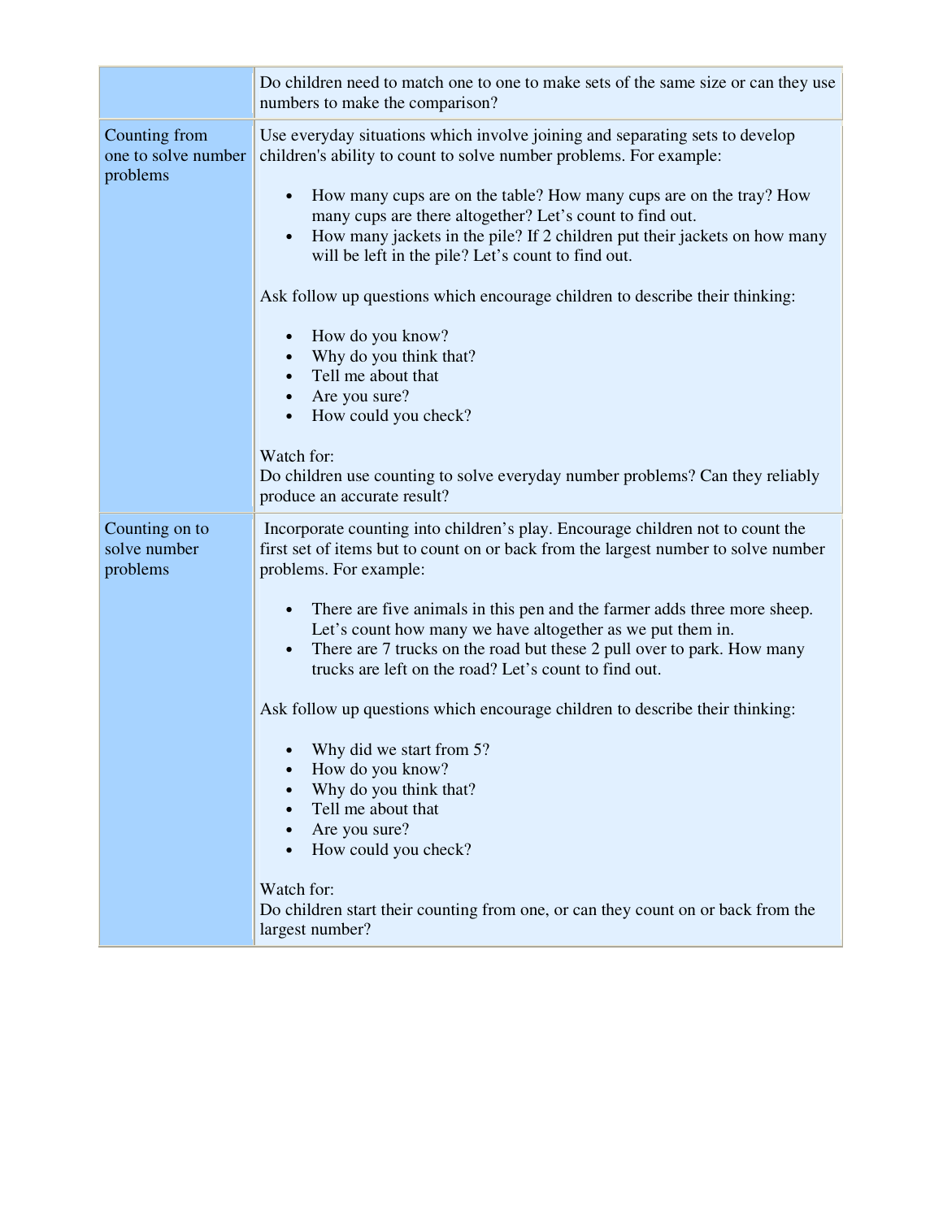| | |
|---|---|
| | Do children need to match one to one to make sets of the same size or can they use numbers to make the comparison? |
| Counting from one to solve number problems | Use everyday situations which involve joining and separating sets to develop children's ability to count to solve number problems. For example:<br><br>• How many cups are on the table? How many cups are on the tray? How many cups are there altogether? Let's count to find out.<br>• How many jackets in the pile? If 2 children put their jackets on how many will be left in the pile? Let's count to find out.<br><br>Ask follow up questions which encourage children to describe their thinking:<br><br>• How do you know?<br>• Why do you think that?<br>• Tell me about that<br>• Are you sure?<br>• How could you check?<br><br>Watch for:<br>Do children use counting to solve everyday number problems? Can they reliably produce an accurate result? |
| Counting on to solve number problems | Incorporate counting into children's play. Encourage children not to count the first set of items but to count on or back from the largest number to solve number problems. For example:<br><br>• There are five animals in this pen and the farmer adds three more sheep. Let's count how many we have altogether as we put them in.<br>• There are 7 trucks on the road but these 2 pull over to park. How many trucks are left on the road? Let's count to find out.<br><br>Ask follow up questions which encourage children to describe their thinking:<br><br>• Why did we start from 5?<br>• How do you know?<br>• Why do you think that?<br>• Tell me about that<br>• Are you sure?<br>• How could you check?<br><br>Watch for:<br>Do children start their counting from one, or can they count on or back from the largest number? |